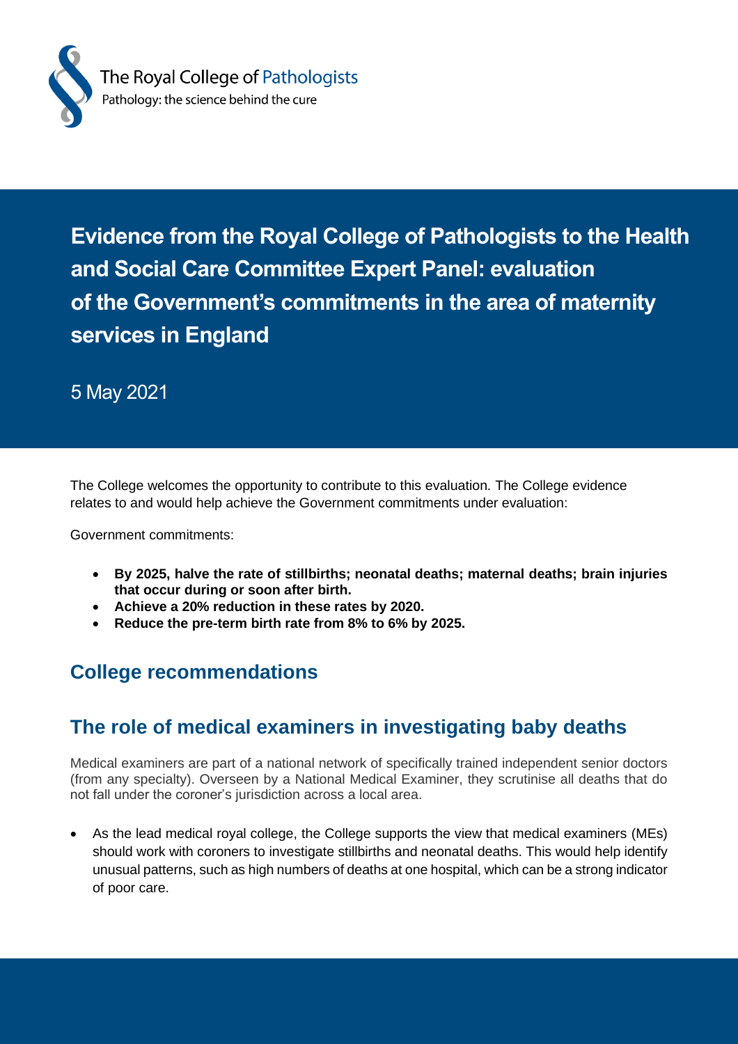The Royal College of Pathologists
Pathology: the science behind the cure

# Evidence from the Royal College of Pathologists to the Health and Social Care Committee Expert Panel: evaluation of the Government's commitments in the area of maternity services in England

5 May 2021

The College welcomes the opportunity to contribute to this evaluation. The College evidence relates to and would help achieve the Government commitments under evaluation:

Government commitments:

- **By 2025, halve the rate of stillbirths; neonatal deaths; maternal deaths; brain injuries that occur during or soon after birth.**
- **Achieve a 20% reduction in these rates by 2020.**
- **Reduce the pre-term birth rate from 8% to 6% by 2025.**

## College recommendations

## The role of medical examiners in investigating baby deaths

Medical examiners are part of a national network of specifically trained independent senior doctors (from any specialty). Overseen by a National Medical Examiner, they scrutinise all deaths that do not fall under the coroner's jurisdiction across a local area.

- As the lead medical royal college, the College supports the view that medical examiners (MEs) should work with coroners to investigate stillbirths and neonatal deaths. This would help identify unusual patterns, such as high numbers of deaths at one hospital, which can be a strong indicator of poor care.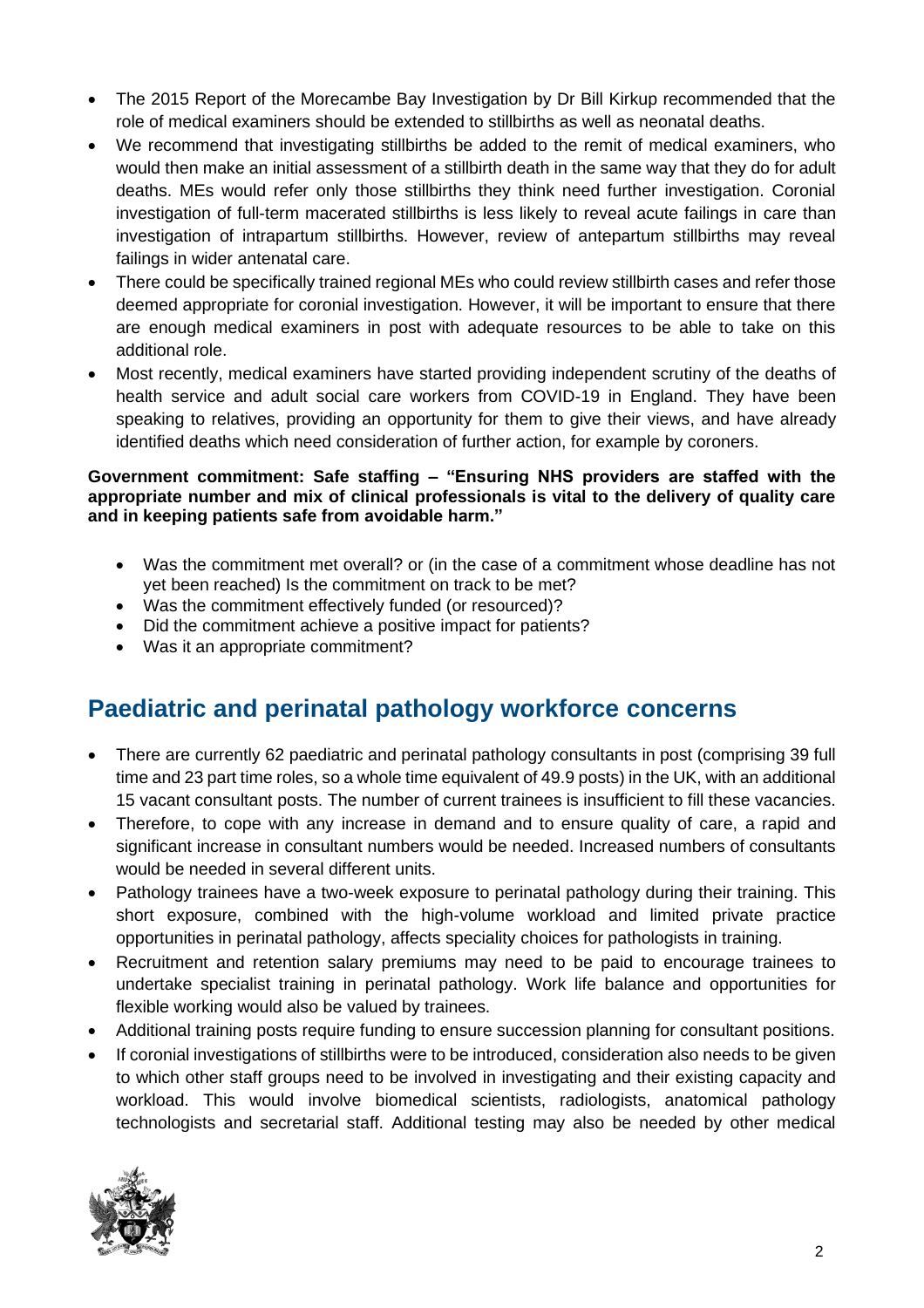- The 2015 Report of the Morecambe Bay Investigation by Dr Bill Kirkup recommended that the role of medical examiners should be extended to stillbirths as well as neonatal deaths.
- We recommend that investigating stillbirths be added to the remit of medical examiners, who would then make an initial assessment of a stillbirth death in the same way that they do for adult deaths. MEs would refer only those stillbirths they think need further investigation. Coronial investigation of full-term macerated stillbirths is less likely to reveal acute failings in care than investigation of intrapartum stillbirths. However, review of antepartum stillbirths may reveal failings in wider antenatal care.
- There could be specifically trained regional MEs who could review stillbirth cases and refer those deemed appropriate for coronial investigation. However, it will be important to ensure that there are enough medical examiners in post with adequate resources to be able to take on this additional role.
- Most recently, medical examiners have started providing independent scrutiny of the deaths of health service and adult social care workers from COVID-19 in England. They have been speaking to relatives, providing an opportunity for them to give their views, and have already identified deaths which need consideration of further action, for example by coroners.

**Government commitment: Safe staffing – "Ensuring NHS providers are staffed with the appropriate number and mix of clinical professionals is vital to the delivery of quality care and in keeping patients safe from avoidable harm."**

- Was the commitment met overall? or (in the case of a commitment whose deadline has not yet been reached) Is the commitment on track to be met?
- Was the commitment effectively funded (or resourced)?
- Did the commitment achieve a positive impact for patients?
- Was it an appropriate commitment?

## Paediatric and perinatal pathology workforce concerns

- There are currently 62 paediatric and perinatal pathology consultants in post (comprising 39 full time and 23 part time roles, so a whole time equivalent of 49.9 posts) in the UK, with an additional 15 vacant consultant posts. The number of current trainees is insufficient to fill these vacancies.
- Therefore, to cope with any increase in demand and to ensure quality of care, a rapid and significant increase in consultant numbers would be needed. Increased numbers of consultants would be needed in several different units.
- Pathology trainees have a two-week exposure to perinatal pathology during their training. This short exposure, combined with the high-volume workload and limited private practice opportunities in perinatal pathology, affects speciality choices for pathologists in training.
- Recruitment and retention salary premiums may need to be paid to encourage trainees to undertake specialist training in perinatal pathology. Work life balance and opportunities for flexible working would also be valued by trainees.
- Additional training posts require funding to ensure succession planning for consultant positions.
- If coronial investigations of stillbirths were to be introduced, consideration also needs to be given to which other staff groups need to be involved in investigating and their existing capacity and workload. This would involve biomedical scientists, radiologists, anatomical pathology technologists and secretarial staff. Additional testing may also be needed by other medical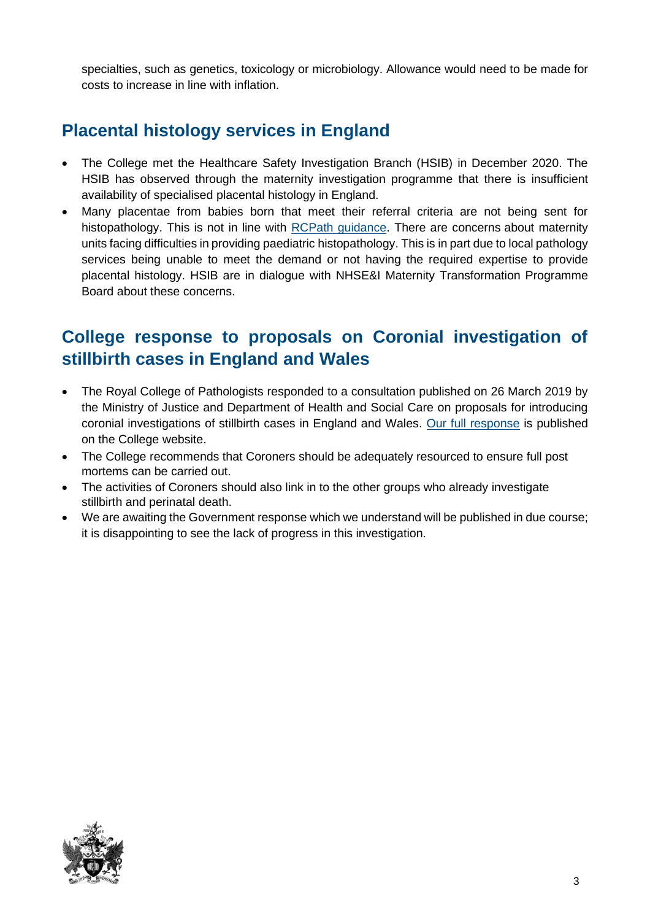specialties, such as genetics, toxicology or microbiology. Allowance would need to be made for costs to increase in line with inflation.

## Placental histology services in England

- The College met the Healthcare Safety Investigation Branch (HSIB) in December 2020. The HSIB has observed through the maternity investigation programme that there is insufficient availability of specialised placental histology in England.
- Many placentae from babies born that meet their referral criteria are not being sent for histopathology. This is not in line with RCPath guidance. There are concerns about maternity units facing difficulties in providing paediatric histopathology. This is in part due to local pathology services being unable to meet the demand or not having the required expertise to provide placental histology. HSIB are in dialogue with NHSE&I Maternity Transformation Programme Board about these concerns.

## College response to proposals on Coronial investigation of stillbirth cases in England and Wales

- The Royal College of Pathologists responded to a consultation published on 26 March 2019 by the Ministry of Justice and Department of Health and Social Care on proposals for introducing coronial investigations of stillbirth cases in England and Wales. Our full response is published on the College website.
- The College recommends that Coroners should be adequately resourced to ensure full post mortems can be carried out.
- The activities of Coroners should also link in to the other groups who already investigate stillbirth and perinatal death.
- We are awaiting the Government response which we understand will be published in due course; it is disappointing to see the lack of progress in this investigation.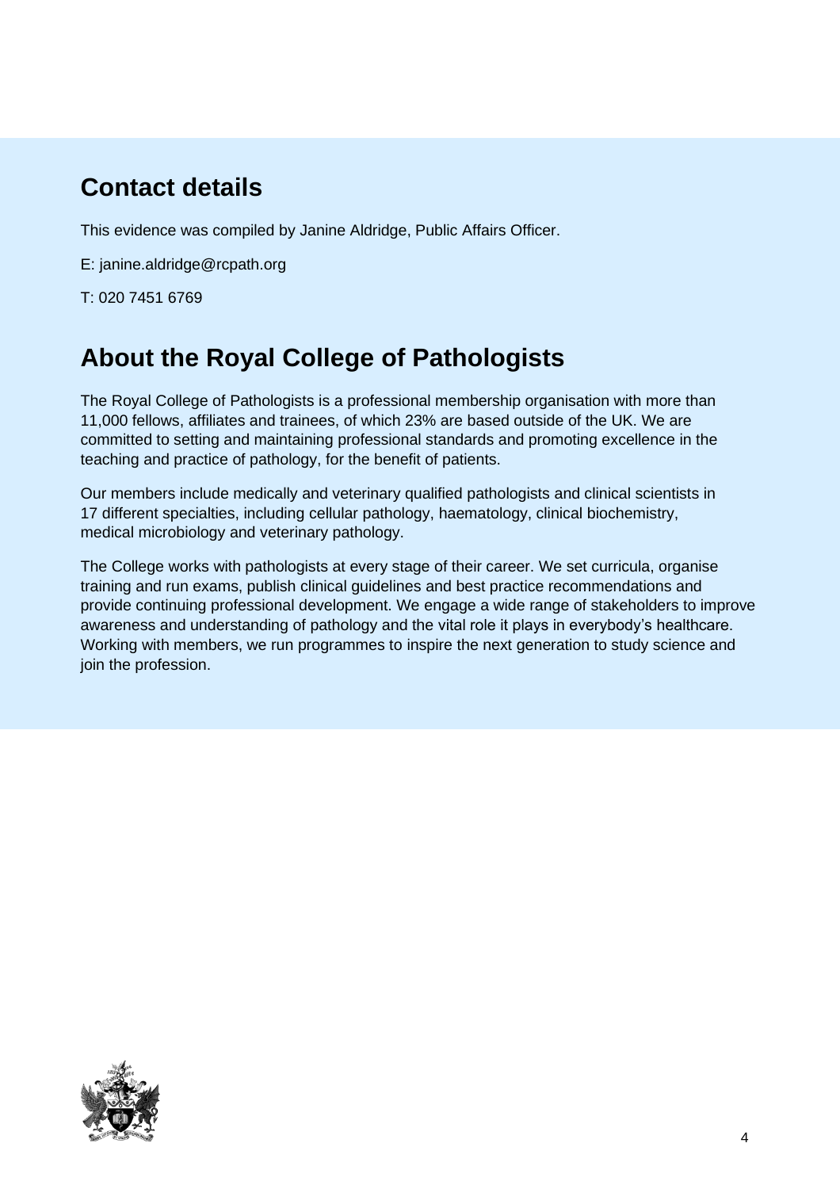## Contact details

This evidence was compiled by Janine Aldridge, Public Affairs Officer.

E: janine.aldridge@rcpath.org

T: 020 7451 6769

## About the Royal College of Pathologists

The Royal College of Pathologists is a professional membership organisation with more than 11,000 fellows, affiliates and trainees, of which 23% are based outside of the UK. We are committed to setting and maintaining professional standards and promoting excellence in the teaching and practice of pathology, for the benefit of patients.

Our members include medically and veterinary qualified pathologists and clinical scientists in 17 different specialties, including cellular pathology, haematology, clinical biochemistry, medical microbiology and veterinary pathology.

The College works with pathologists at every stage of their career. We set curricula, organise training and run exams, publish clinical guidelines and best practice recommendations and provide continuing professional development. We engage a wide range of stakeholders to improve awareness and understanding of pathology and the vital role it plays in everybody's healthcare. Working with members, we run programmes to inspire the next generation to study science and join the profession.